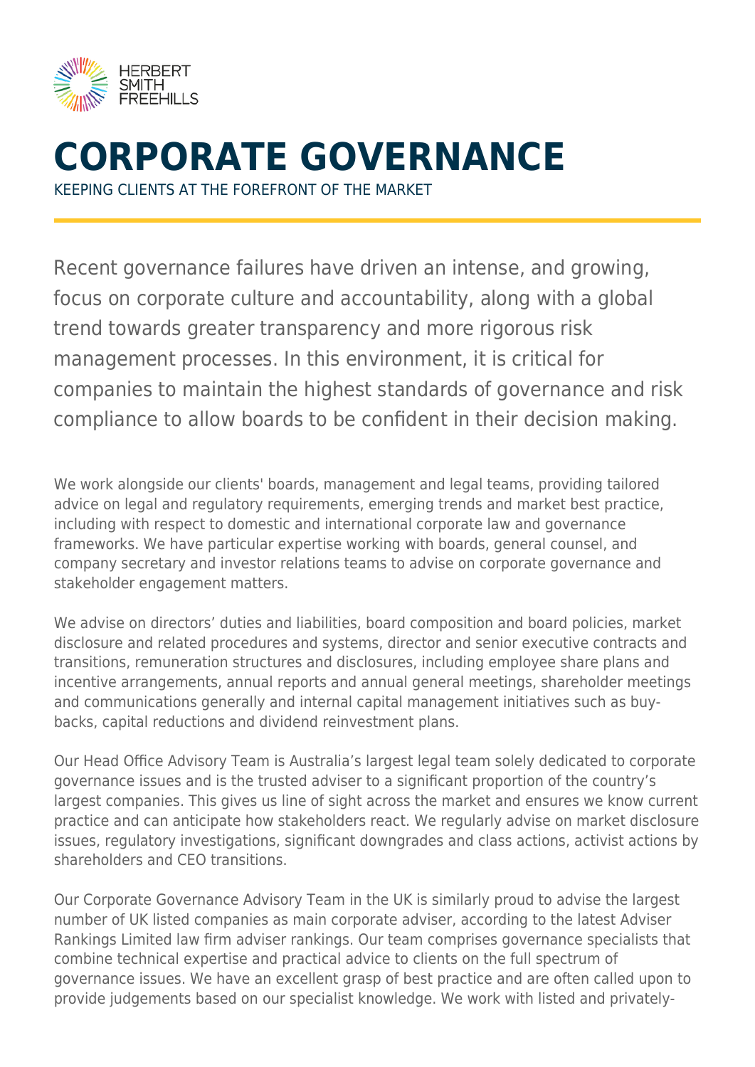HERBERT SMITH FREEHILLS

# CORPORATE GOVERNANCE

KEEPING CLIENTS AT THE FOREFRONT OF THE MARKET

Recent governance failures have driven an intense, and growing, focus on corporate culture and accountability, along with a global trend towards greater transparency and more rigorous risk management processes. In this environment, it is critical for companies to maintain the highest standards of governance and risk compliance to allow boards to be confident in their decision making.

We work alongside our clients' boards, management and legal teams, providing tailored advice on legal and regulatory requirements, emerging trends and market best practice, including with respect to domestic and international corporate law and governance frameworks. We have particular expertise working with boards, general counsel, and company secretary and investor relations teams to advise on corporate governance and stakeholder engagement matters.

We advise on directors' duties and liabilities, board composition and board policies, market disclosure and related procedures and systems, director and senior executive contracts and transitions, remuneration structures and disclosures, including employee share plans and incentive arrangements, annual reports and annual general meetings, shareholder meetings and communications generally and internal capital management initiatives such as buy-backs, capital reductions and dividend reinvestment plans.

Our Head Office Advisory Team is Australia's largest legal team solely dedicated to corporate governance issues and is the trusted adviser to a significant proportion of the country's largest companies. This gives us line of sight across the market and ensures we know current practice and can anticipate how stakeholders react. We regularly advise on market disclosure issues, regulatory investigations, significant downgrades and class actions, activist actions by shareholders and CEO transitions.

Our Corporate Governance Advisory Team in the UK is similarly proud to advise the largest number of UK listed companies as main corporate adviser, according to the latest Adviser Rankings Limited law firm adviser rankings. Our team comprises governance specialists that combine technical expertise and practical advice to clients on the full spectrum of governance issues. We have an excellent grasp of best practice and are often called upon to provide judgements based on our specialist knowledge. We work with listed and privately-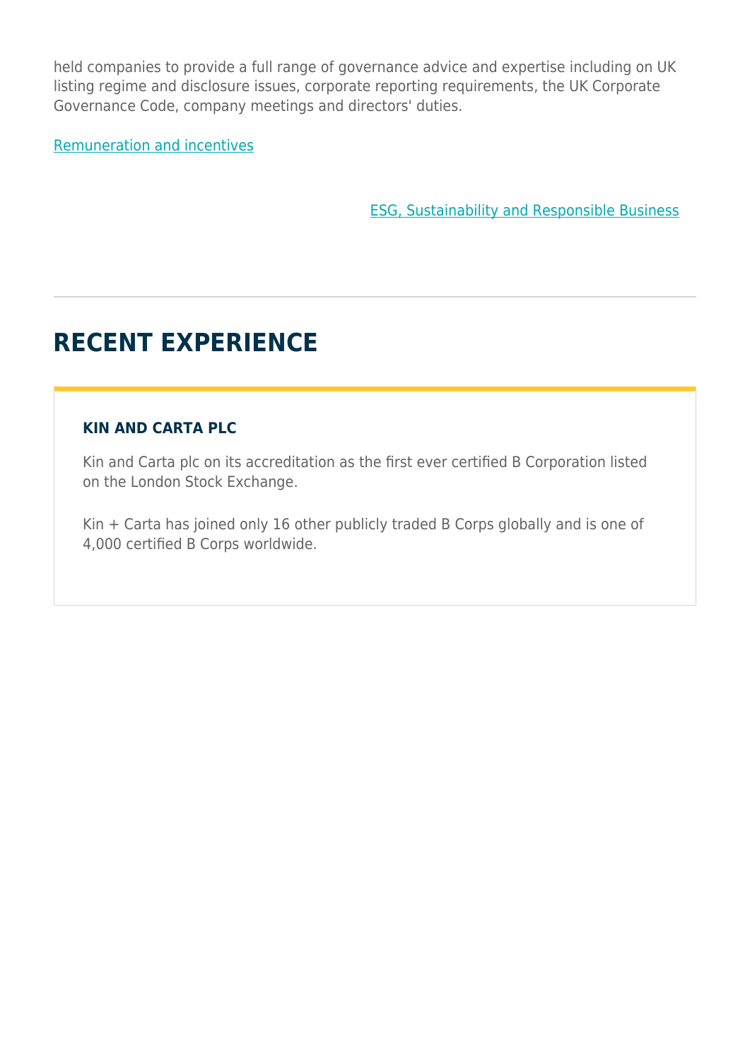held companies to provide a full range of governance advice and expertise including on UK listing regime and disclosure issues, corporate reporting requirements, the UK Corporate Governance Code, company meetings and directors' duties.

Remuneration and incentives

ESG, Sustainability and Responsible Business

---

## RECENT EXPERIENCE

### KIN AND CARTA PLC

Kin and Carta plc on its accreditation as the first ever certified B Corporation listed on the London Stock Exchange.

Kin + Carta has joined only 16 other publicly traded B Corps globally and is one of 4,000 certified B Corps worldwide.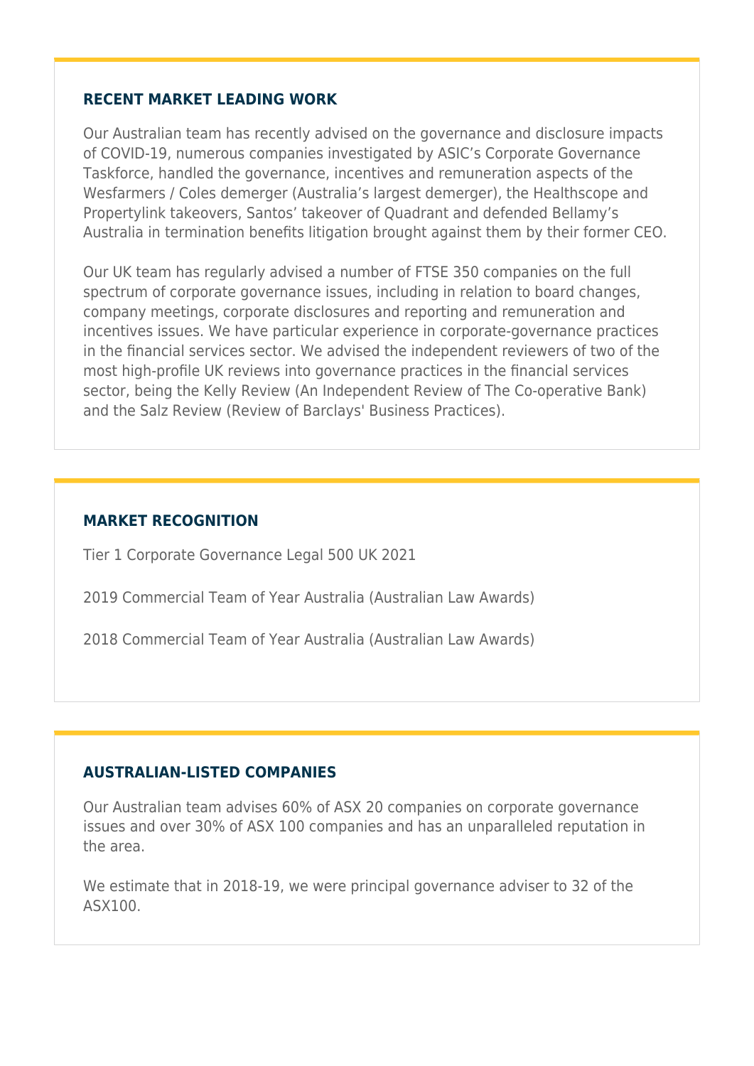## RECENT MARKET LEADING WORK

Our Australian team has recently advised on the governance and disclosure impacts of COVID-19, numerous companies investigated by ASIC's Corporate Governance Taskforce, handled the governance, incentives and remuneration aspects of the Wesfarmers / Coles demerger (Australia's largest demerger), the Healthscope and Propertylink takeovers, Santos' takeover of Quadrant and defended Bellamy's Australia in termination benefits litigation brought against them by their former CEO.

Our UK team has regularly advised a number of FTSE 350 companies on the full spectrum of corporate governance issues, including in relation to board changes, company meetings, corporate disclosures and reporting and remuneration and incentives issues. We have particular experience in corporate-governance practices in the financial services sector. We advised the independent reviewers of two of the most high-profile UK reviews into governance practices in the financial services sector, being the Kelly Review (An Independent Review of The Co-operative Bank) and the Salz Review (Review of Barclays' Business Practices).

## MARKET RECOGNITION

Tier 1 Corporate Governance Legal 500 UK 2021

2019 Commercial Team of Year Australia (Australian Law Awards)

2018 Commercial Team of Year Australia (Australian Law Awards)

## AUSTRALIAN-LISTED COMPANIES

Our Australian team advises 60% of ASX 20 companies on corporate governance issues and over 30% of ASX 100 companies and has an unparalleled reputation in the area.

We estimate that in 2018-19, we were principal governance adviser to 32 of the ASX100.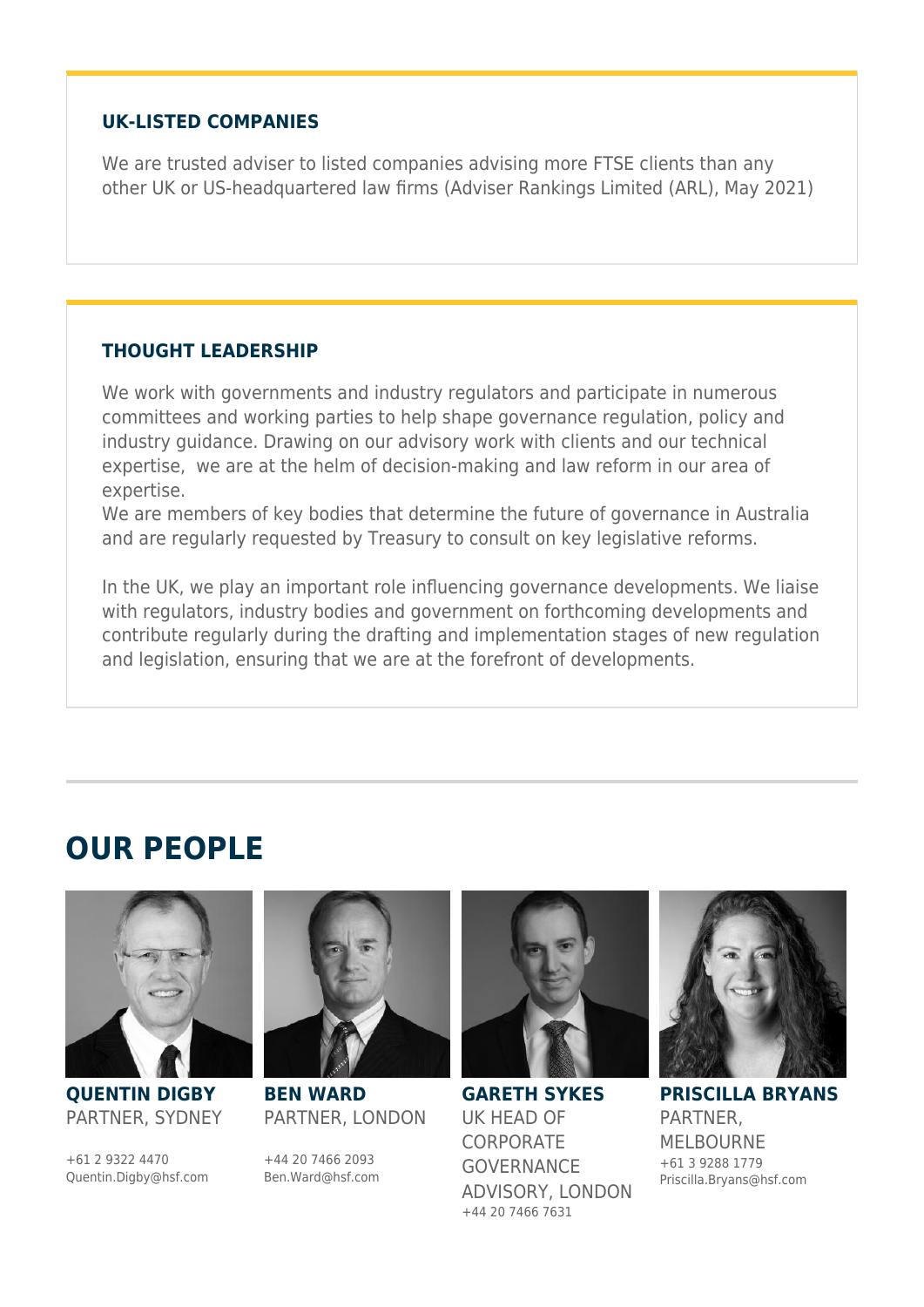### UK-LISTED COMPANIES

We are trusted adviser to listed companies advising more FTSE clients than any other UK or US-headquartered law firms (Adviser Rankings Limited (ARL), May 2021)

### THOUGHT LEADERSHIP

We work with governments and industry regulators and participate in numerous committees and working parties to help shape governance regulation, policy and industry guidance. Drawing on our advisory work with clients and our technical expertise, we are at the helm of decision-making and law reform in our area of expertise.
We are members of key bodies that determine the future of governance in Australia and are regularly requested by Treasury to consult on key legislative reforms.

In the UK, we play an important role influencing governance developments. We liaise with regulators, industry bodies and government on forthcoming developments and contribute regularly during the drafting and implementation stages of new regulation and legislation, ensuring that we are at the forefront of developments.

## OUR PEOPLE

**QUENTIN DIGBY**
PARTNER, SYDNEY

+61 2 9322 4470
Quentin.Digby@hsf.com

**BEN WARD**
PARTNER, LONDON

+44 20 7466 2093
Ben.Ward@hsf.com

**GARETH SYKES**
UK HEAD OF CORPORATE GOVERNANCE ADVISORY, LONDON

+44 20 7466 7631

**PRISCILLA BRYANS**
PARTNER, MELBOURNE

+61 3 9288 1779
Priscilla.Bryans@hsf.com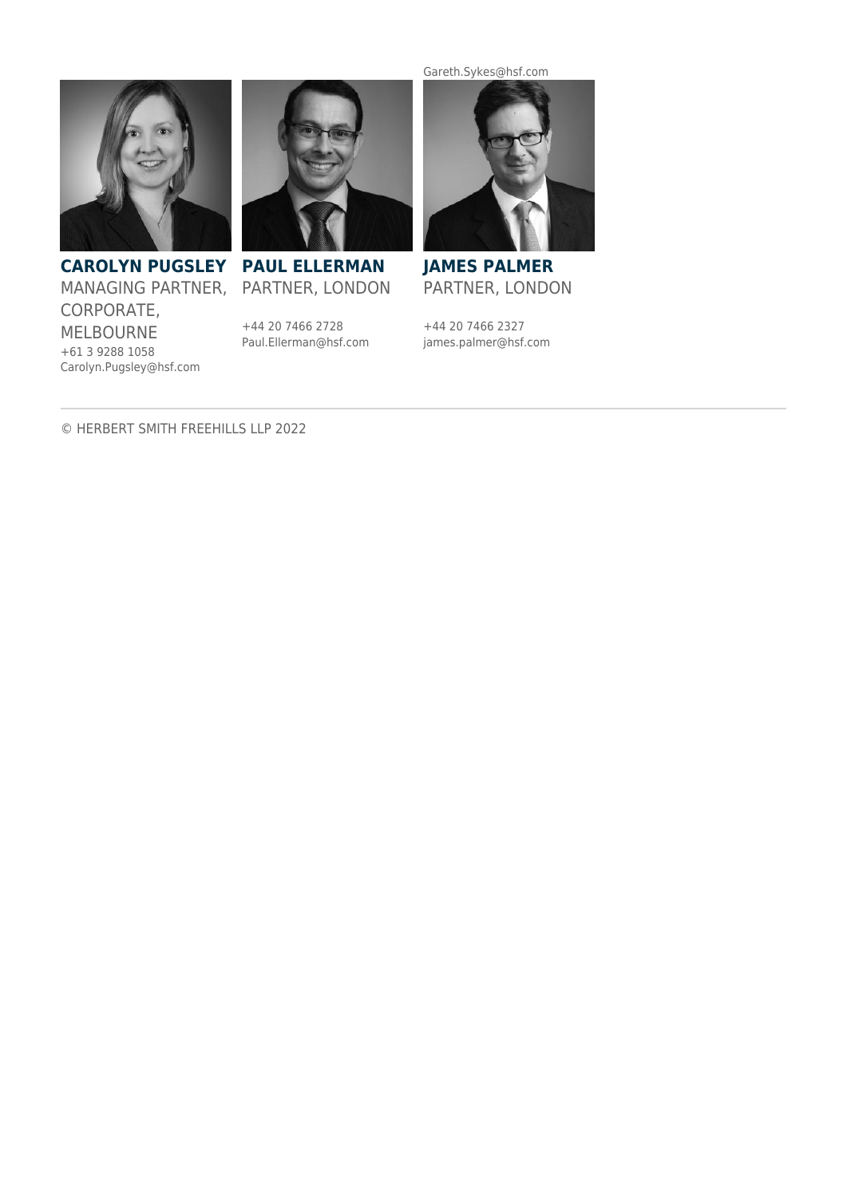Gareth.Sykes@hsf.com

**CAROLYN PUGSLEY**
MANAGING PARTNER, CORPORATE, MELBOURNE
+61 3 9288 1058
Carolyn.Pugsley@hsf.com

**PAUL ELLERMAN**
PARTNER, LONDON

+44 20 7466 2728
Paul.Ellerman@hsf.com

**JAMES PALMER**
PARTNER, LONDON

+44 20 7466 2327
james.palmer@hsf.com

---

© HERBERT SMITH FREEHILLS LLP 2022